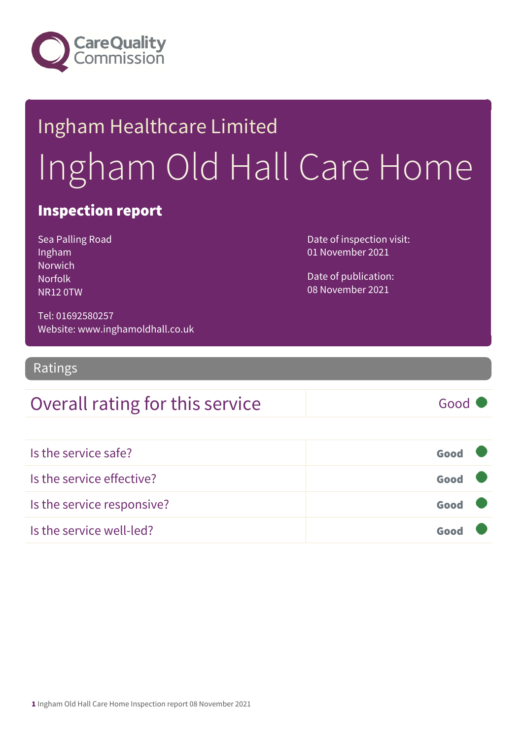Care Quality Commission

## Ingham Healthcare Limited

# Ingham Old Hall Care Home

### Inspection report

Sea Palling Road
Ingham
Norwich
Norfolk
NR12 0TW

Tel: 01692580257
Website: www.inghamoldhall.co.uk

Date of inspection visit:
01 November 2021

Date of publication:
08 November 2021

## Ratings

| Overall rating for this service | Good |
|---|---|

| | |
|---|---|
| Is the service safe? | Good |
| Is the service effective? | Good |
| Is the service responsive? | Good |
| Is the service well-led? | Good |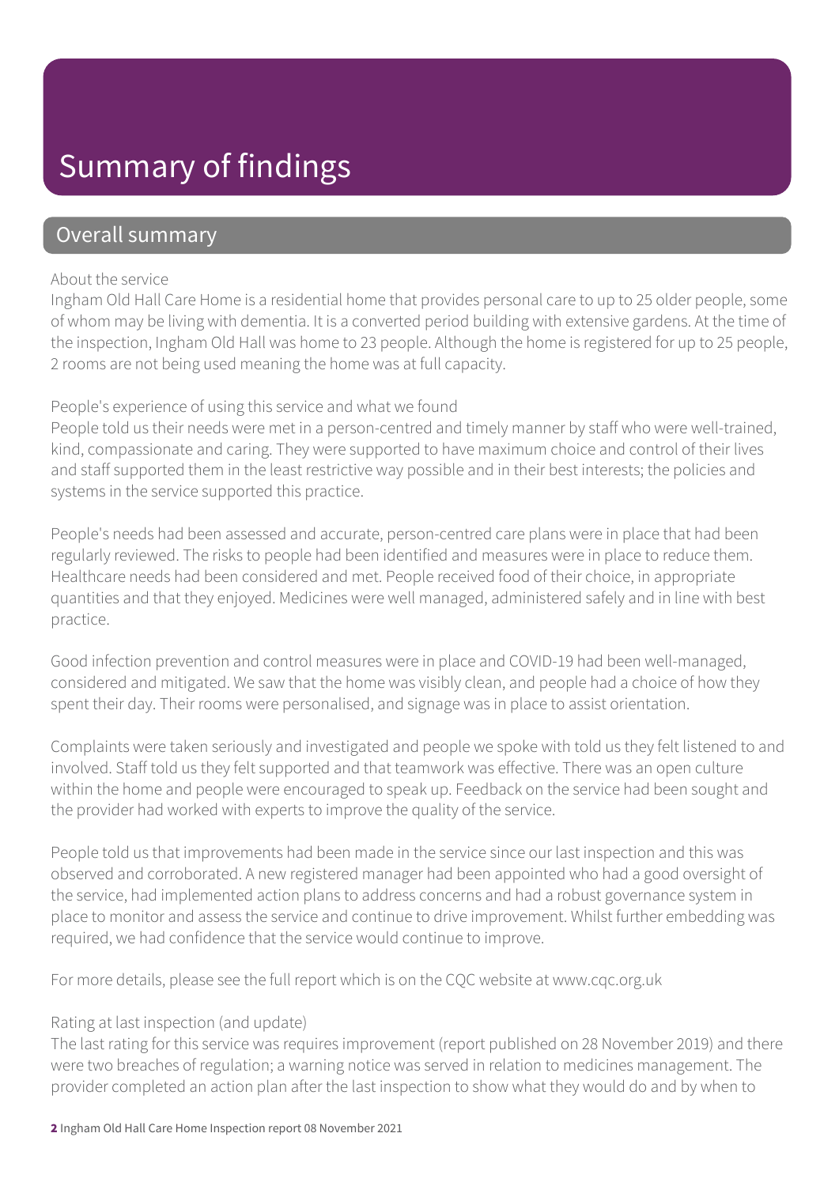# Summary of findings

## Overall summary

### About the service

Ingham Old Hall Care Home is a residential home that provides personal care to up to 25 older people, some of whom may be living with dementia. It is a converted period building with extensive gardens. At the time of the inspection, Ingham Old Hall was home to 23 people. Although the home is registered for up to 25 people, 2 rooms are not being used meaning the home was at full capacity.

### People's experience of using this service and what we found

People told us their needs were met in a person-centred and timely manner by staff who were well-trained, kind, compassionate and caring. They were supported to have maximum choice and control of their lives and staff supported them in the least restrictive way possible and in their best interests; the policies and systems in the service supported this practice.

People's needs had been assessed and accurate, person-centred care plans were in place that had been regularly reviewed. The risks to people had been identified and measures were in place to reduce them. Healthcare needs had been considered and met. People received food of their choice, in appropriate quantities and that they enjoyed. Medicines were well managed, administered safely and in line with best practice.

Good infection prevention and control measures were in place and COVID-19 had been well-managed, considered and mitigated. We saw that the home was visibly clean, and people had a choice of how they spent their day. Their rooms were personalised, and signage was in place to assist orientation.

Complaints were taken seriously and investigated and people we spoke with told us they felt listened to and involved. Staff told us they felt supported and that teamwork was effective. There was an open culture within the home and people were encouraged to speak up. Feedback on the service had been sought and the provider had worked with experts to improve the quality of the service.

People told us that improvements had been made in the service since our last inspection and this was observed and corroborated. A new registered manager had been appointed who had a good oversight of the service, had implemented action plans to address concerns and had a robust governance system in place to monitor and assess the service and continue to drive improvement. Whilst further embedding was required, we had confidence that the service would continue to improve.

For more details, please see the full report which is on the CQC website at www.cqc.org.uk

### Rating at last inspection (and update)

The last rating for this service was requires improvement (report published on 28 November 2019) and there were two breaches of regulation; a warning notice was served in relation to medicines management. The provider completed an action plan after the last inspection to show what they would do and by when to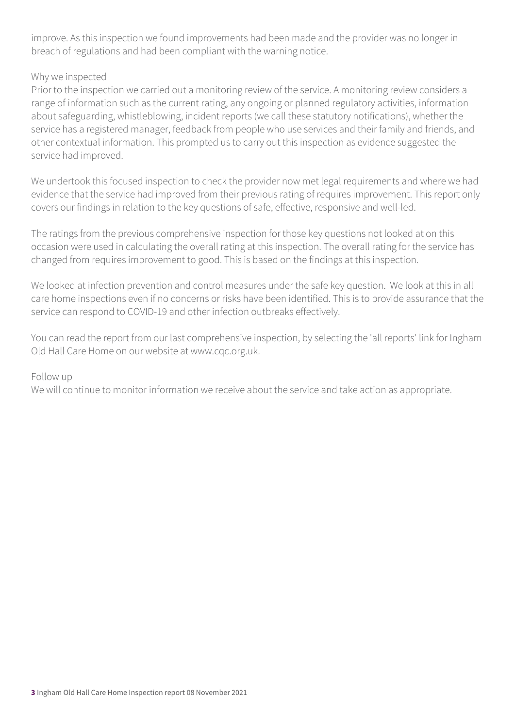improve. As this inspection we found improvements had been made and the provider was no longer in breach of regulations and had been compliant with the warning notice.

Why we inspected

Prior to the inspection we carried out a monitoring review of the service. A monitoring review considers a range of information such as the current rating, any ongoing or planned regulatory activities, information about safeguarding, whistleblowing, incident reports (we call these statutory notifications), whether the service has a registered manager, feedback from people who use services and their family and friends, and other contextual information. This prompted us to carry out this inspection as evidence suggested the service had improved.

We undertook this focused inspection to check the provider now met legal requirements and where we had evidence that the service had improved from their previous rating of requires improvement. This report only covers our findings in relation to the key questions of safe, effective, responsive and well-led.

The ratings from the previous comprehensive inspection for those key questions not looked at on this occasion were used in calculating the overall rating at this inspection. The overall rating for the service has changed from requires improvement to good. This is based on the findings at this inspection.

We looked at infection prevention and control measures under the safe key question. We look at this in all care home inspections even if no concerns or risks have been identified. This is to provide assurance that the service can respond to COVID-19 and other infection outbreaks effectively.

You can read the report from our last comprehensive inspection, by selecting the 'all reports' link for Ingham Old Hall Care Home on our website at www.cqc.org.uk.

Follow up

We will continue to monitor information we receive about the service and take action as appropriate.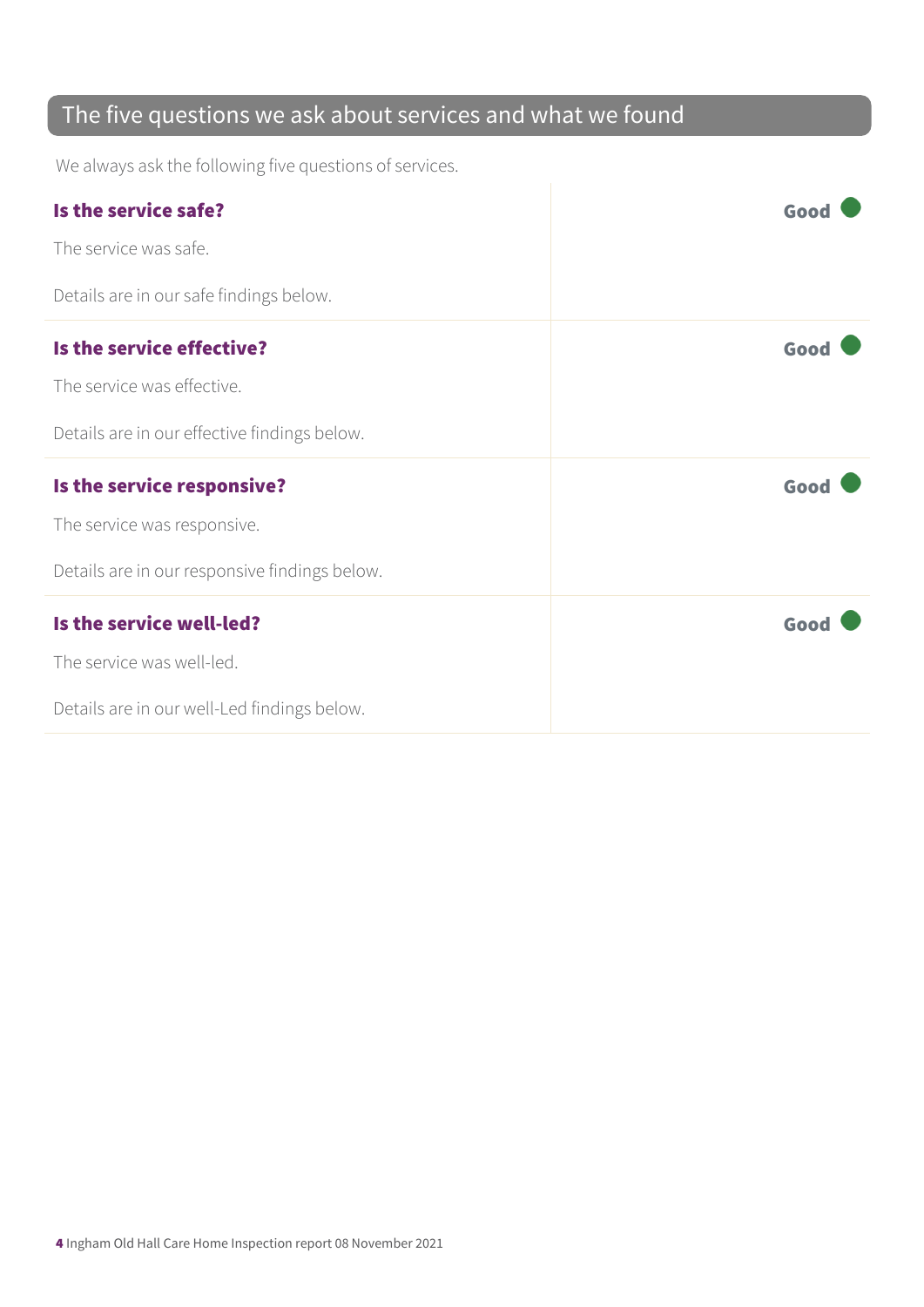## The five questions we ask about services and what we found

We always ask the following five questions of services.

| | |
|---|---|
| **Is the service safe?**<br><br>The service was safe.<br><br>Details are in our safe findings below. | **Good** |
| **Is the service effective?**<br><br>The service was effective.<br><br>Details are in our effective findings below. | **Good** |
| **Is the service responsive?**<br><br>The service was responsive.<br><br>Details are in our responsive findings below. | **Good** |
| **Is the service well-led?**<br><br>The service was well-led.<br><br>Details are in our well-Led findings below. | **Good** |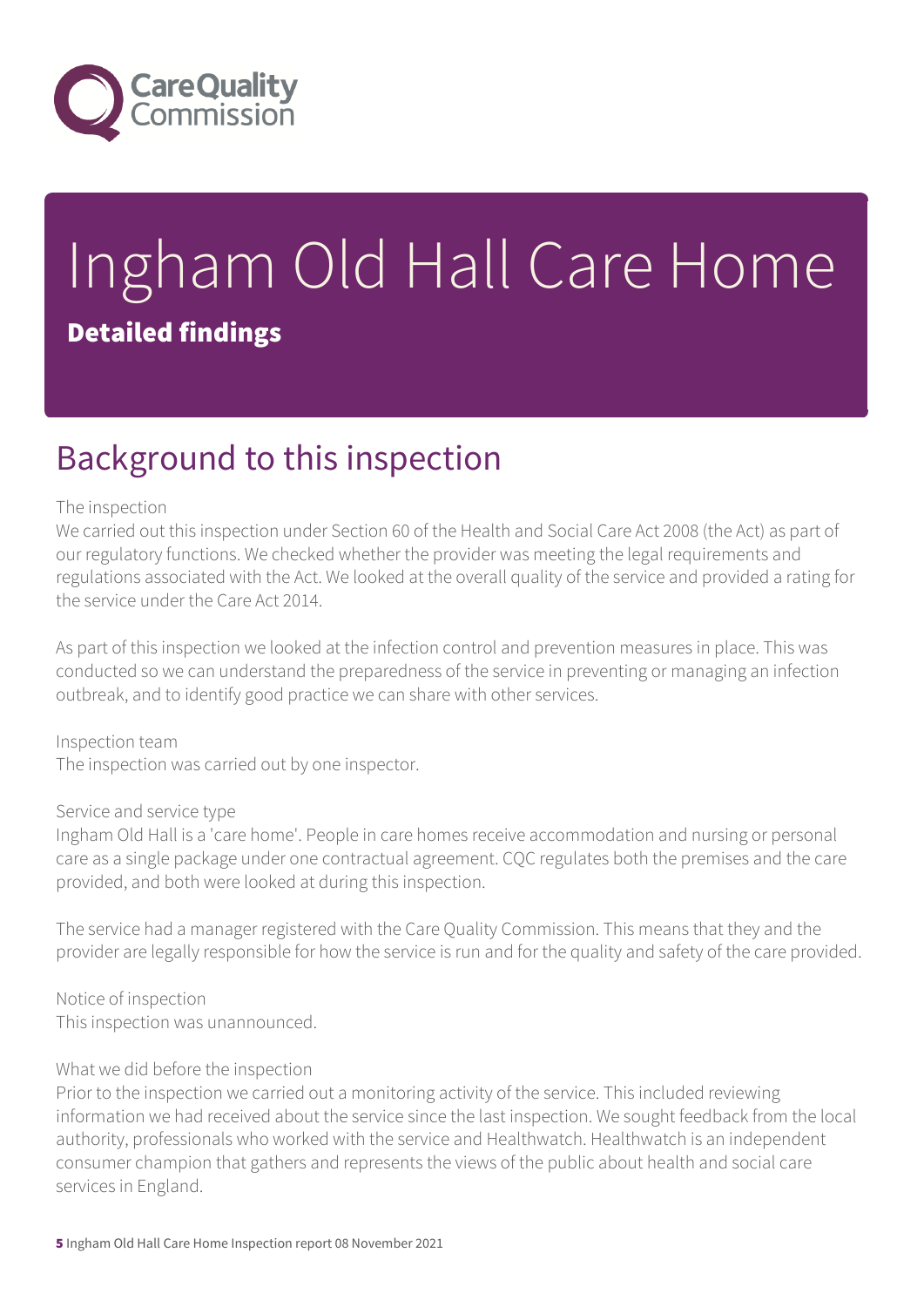# Ingham Old Hall Care Home

## Detailed findings

## Background to this inspection

The inspection

We carried out this inspection under Section 60 of the Health and Social Care Act 2008 (the Act) as part of our regulatory functions. We checked whether the provider was meeting the legal requirements and regulations associated with the Act. We looked at the overall quality of the service and provided a rating for the service under the Care Act 2014.

As part of this inspection we looked at the infection control and prevention measures in place. This was conducted so we can understand the preparedness of the service in preventing or managing an infection outbreak, and to identify good practice we can share with other services.

Inspection team

The inspection was carried out by one inspector.

Service and service type

Ingham Old Hall is a 'care home'. People in care homes receive accommodation and nursing or personal care as a single package under one contractual agreement. CQC regulates both the premises and the care provided, and both were looked at during this inspection.

The service had a manager registered with the Care Quality Commission. This means that they and the provider are legally responsible for how the service is run and for the quality and safety of the care provided.

Notice of inspection

This inspection was unannounced.

What we did before the inspection

Prior to the inspection we carried out a monitoring activity of the service. This included reviewing information we had received about the service since the last inspection. We sought feedback from the local authority, professionals who worked with the service and Healthwatch. Healthwatch is an independent consumer champion that gathers and represents the views of the public about health and social care services in England.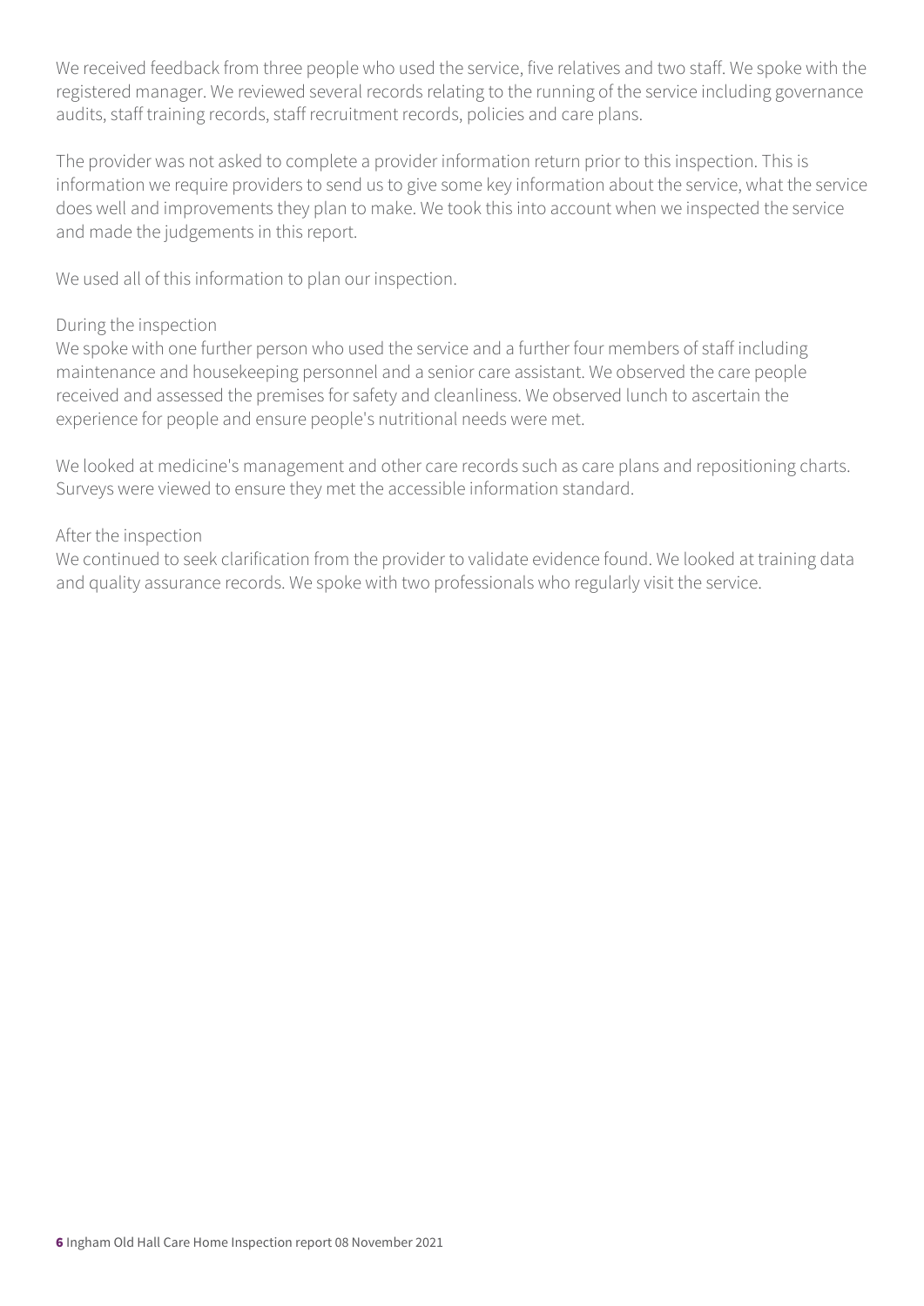We received feedback from three people who used the service, five relatives and two staff. We spoke with the registered manager. We reviewed several records relating to the running of the service including governance audits, staff training records, staff recruitment records, policies and care plans.

The provider was not asked to complete a provider information return prior to this inspection. This is information we require providers to send us to give some key information about the service, what the service does well and improvements they plan to make. We took this into account when we inspected the service and made the judgements in this report.

We used all of this information to plan our inspection.

During the inspection

We spoke with one further person who used the service and a further four members of staff including maintenance and housekeeping personnel and a senior care assistant. We observed the care people received and assessed the premises for safety and cleanliness. We observed lunch to ascertain the experience for people and ensure people's nutritional needs were met.

We looked at medicine's management and other care records such as care plans and repositioning charts. Surveys were viewed to ensure they met the accessible information standard.

After the inspection

We continued to seek clarification from the provider to validate evidence found. We looked at training data and quality assurance records. We spoke with two professionals who regularly visit the service.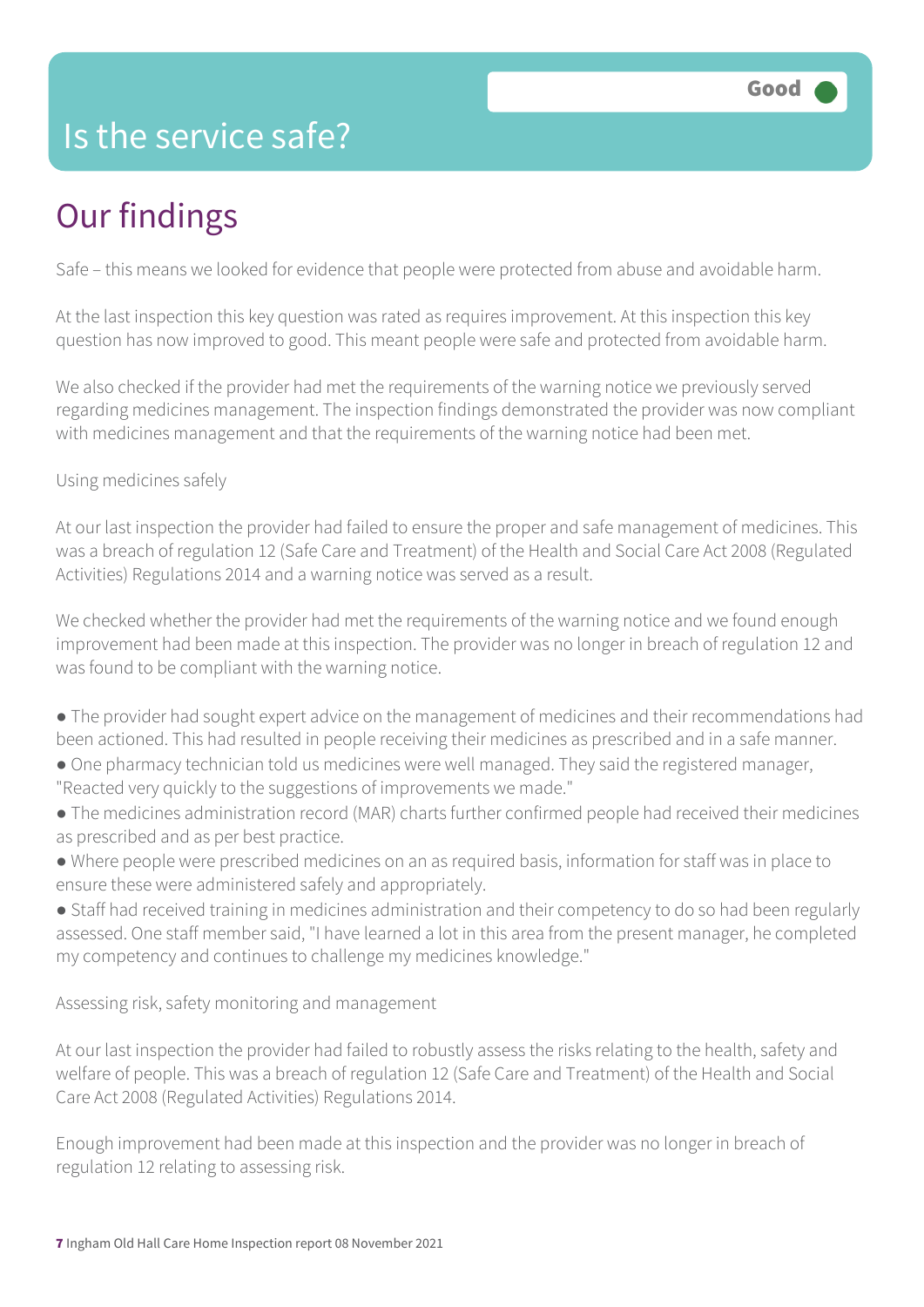# Is the service safe?

**Good**

## Our findings

Safe – this means we looked for evidence that people were protected from abuse and avoidable harm.

At the last inspection this key question was rated as requires improvement. At this inspection this key question has now improved to good. This meant people were safe and protected from avoidable harm.

We also checked if the provider had met the requirements of the warning notice we previously served regarding medicines management. The inspection findings demonstrated the provider was now compliant with medicines management and that the requirements of the warning notice had been met.

Using medicines safely

At our last inspection the provider had failed to ensure the proper and safe management of medicines. This was a breach of regulation 12 (Safe Care and Treatment) of the Health and Social Care Act 2008 (Regulated Activities) Regulations 2014 and a warning notice was served as a result.

We checked whether the provider had met the requirements of the warning notice and we found enough improvement had been made at this inspection. The provider was no longer in breach of regulation 12 and was found to be compliant with the warning notice.

- The provider had sought expert advice on the management of medicines and their recommendations had been actioned. This had resulted in people receiving their medicines as prescribed and in a safe manner.
- One pharmacy technician told us medicines were well managed. They said the registered manager, "Reacted very quickly to the suggestions of improvements we made."
- The medicines administration record (MAR) charts further confirmed people had received their medicines as prescribed and as per best practice.
- Where people were prescribed medicines on an as required basis, information for staff was in place to ensure these were administered safely and appropriately.
- Staff had received training in medicines administration and their competency to do so had been regularly assessed. One staff member said, "I have learned a lot in this area from the present manager, he completed my competency and continues to challenge my medicines knowledge."

Assessing risk, safety monitoring and management

At our last inspection the provider had failed to robustly assess the risks relating to the health, safety and welfare of people. This was a breach of regulation 12 (Safe Care and Treatment) of the Health and Social Care Act 2008 (Regulated Activities) Regulations 2014.

Enough improvement had been made at this inspection and the provider was no longer in breach of regulation 12 relating to assessing risk.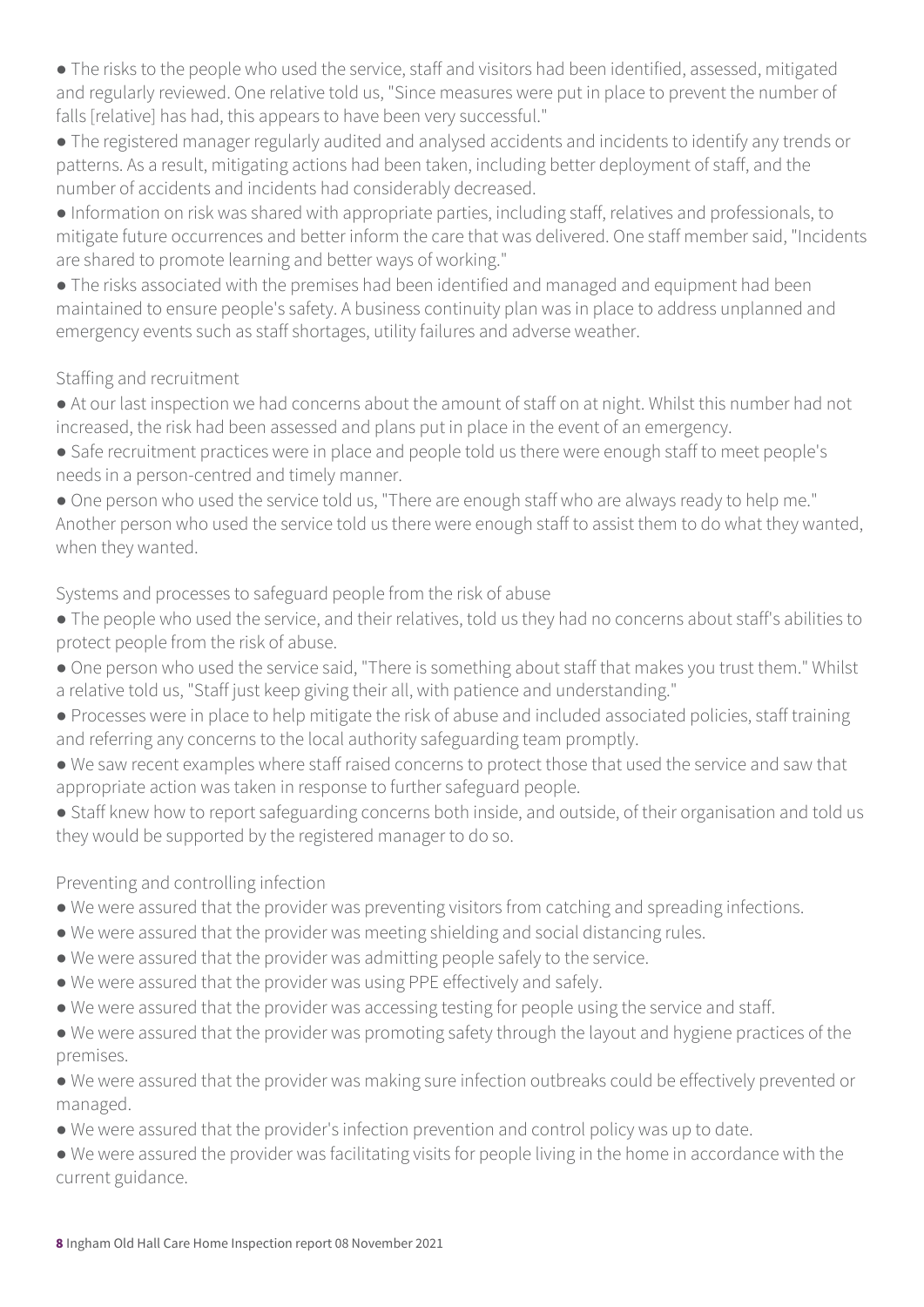- The risks to the people who used the service, staff and visitors had been identified, assessed, mitigated and regularly reviewed. One relative told us, "Since measures were put in place to prevent the number of falls [relative] has had, this appears to have been very successful."
- The registered manager regularly audited and analysed accidents and incidents to identify any trends or patterns. As a result, mitigating actions had been taken, including better deployment of staff, and the number of accidents and incidents had considerably decreased.
- Information on risk was shared with appropriate parties, including staff, relatives and professionals, to mitigate future occurrences and better inform the care that was delivered. One staff member said, "Incidents are shared to promote learning and better ways of working."
- The risks associated with the premises had been identified and managed and equipment had been maintained to ensure people's safety. A business continuity plan was in place to address unplanned and emergency events such as staff shortages, utility failures and adverse weather.

### Staffing and recruitment

- At our last inspection we had concerns about the amount of staff on at night. Whilst this number had not increased, the risk had been assessed and plans put in place in the event of an emergency.
- Safe recruitment practices were in place and people told us there were enough staff to meet people's needs in a person-centred and timely manner.
- One person who used the service told us, "There are enough staff who are always ready to help me." Another person who used the service told us there were enough staff to assist them to do what they wanted, when they wanted.

### Systems and processes to safeguard people from the risk of abuse

- The people who used the service, and their relatives, told us they had no concerns about staff's abilities to protect people from the risk of abuse.
- One person who used the service said, "There is something about staff that makes you trust them." Whilst a relative told us, "Staff just keep giving their all, with patience and understanding."
- Processes were in place to help mitigate the risk of abuse and included associated policies, staff training and referring any concerns to the local authority safeguarding team promptly.
- We saw recent examples where staff raised concerns to protect those that used the service and saw that appropriate action was taken in response to further safeguard people.
- Staff knew how to report safeguarding concerns both inside, and outside, of their organisation and told us they would be supported by the registered manager to do so.

### Preventing and controlling infection

- We were assured that the provider was preventing visitors from catching and spreading infections.
- We were assured that the provider was meeting shielding and social distancing rules.
- We were assured that the provider was admitting people safely to the service.
- We were assured that the provider was using PPE effectively and safely.
- We were assured that the provider was accessing testing for people using the service and staff.
- We were assured that the provider was promoting safety through the layout and hygiene practices of the premises.
- We were assured that the provider was making sure infection outbreaks could be effectively prevented or managed.
- We were assured that the provider's infection prevention and control policy was up to date.
- We were assured the provider was facilitating visits for people living in the home in accordance with the current guidance.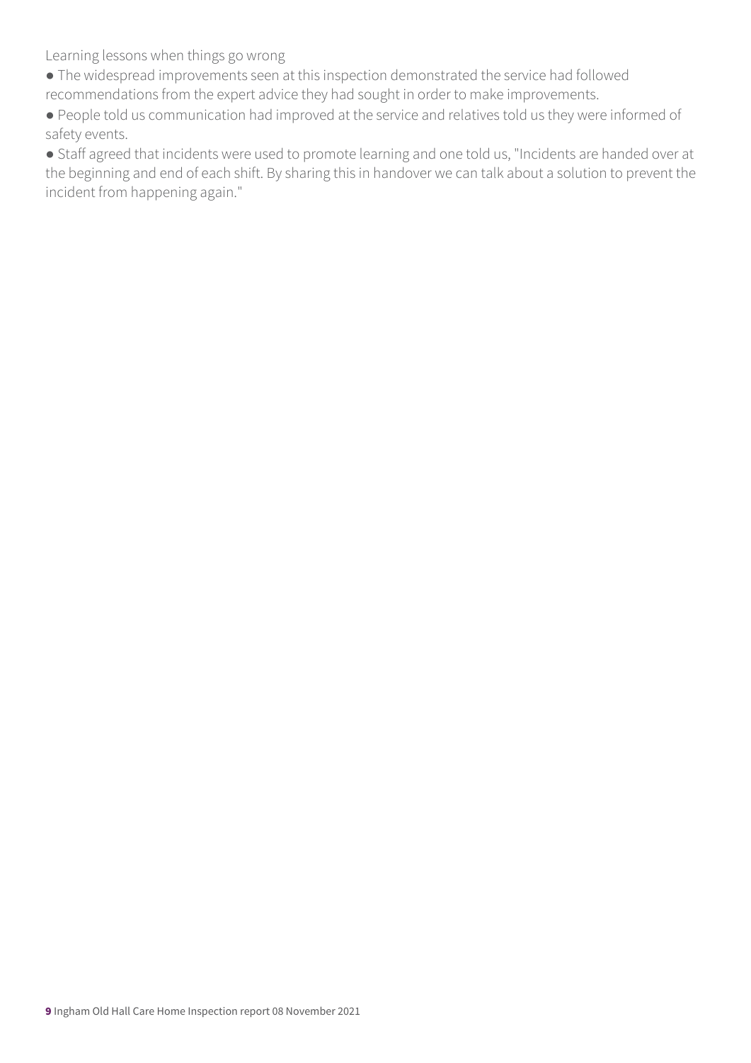Learning lessons when things go wrong

- The widespread improvements seen at this inspection demonstrated the service had followed recommendations from the expert advice they had sought in order to make improvements.
- People told us communication had improved at the service and relatives told us they were informed of safety events.
- Staff agreed that incidents were used to promote learning and one told us, "Incidents are handed over at the beginning and end of each shift. By sharing this in handover we can talk about a solution to prevent the incident from happening again."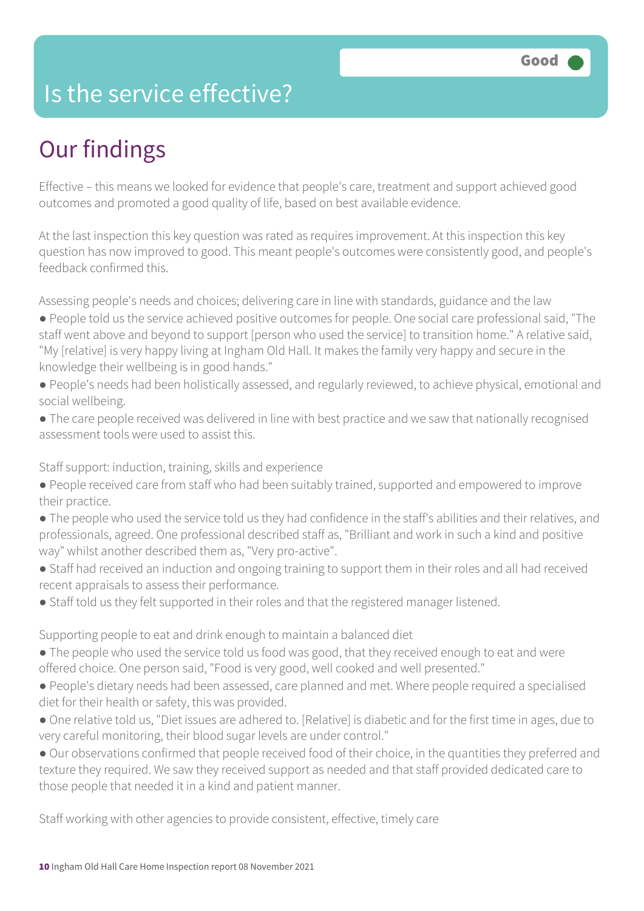Good

# Is the service effective?

## Our findings

Effective – this means we looked for evidence that people's care, treatment and support achieved good outcomes and promoted a good quality of life, based on best available evidence.

At the last inspection this key question was rated as requires improvement. At this inspection this key question has now improved to good. This meant people's outcomes were consistently good, and people's feedback confirmed this.

Assessing people's needs and choices; delivering care in line with standards, guidance and the law

- People told us the service achieved positive outcomes for people. One social care professional said, "The staff went above and beyond to support [person who used the service] to transition home." A relative said, "My [relative] is very happy living at Ingham Old Hall. It makes the family very happy and secure in the knowledge their wellbeing is in good hands."
- People's needs had been holistically assessed, and regularly reviewed, to achieve physical, emotional and social wellbeing.
- The care people received was delivered in line with best practice and we saw that nationally recognised assessment tools were used to assist this.

Staff support: induction, training, skills and experience

- People received care from staff who had been suitably trained, supported and empowered to improve their practice.
- The people who used the service told us they had confidence in the staff's abilities and their relatives, and professionals, agreed. One professional described staff as, "Brilliant and work in such a kind and positive way" whilst another described them as, "Very pro-active".
- Staff had received an induction and ongoing training to support them in their roles and all had received recent appraisals to assess their performance.
- Staff told us they felt supported in their roles and that the registered manager listened.

Supporting people to eat and drink enough to maintain a balanced diet

- The people who used the service told us food was good, that they received enough to eat and were offered choice. One person said, "Food is very good, well cooked and well presented."
- People's dietary needs had been assessed, care planned and met. Where people required a specialised diet for their health or safety, this was provided.
- One relative told us, "Diet issues are adhered to. [Relative] is diabetic and for the first time in ages, due to very careful monitoring, their blood sugar levels are under control."
- Our observations confirmed that people received food of their choice, in the quantities they preferred and texture they required. We saw they received support as needed and that staff provided dedicated care to those people that needed it in a kind and patient manner.

Staff working with other agencies to provide consistent, effective, timely care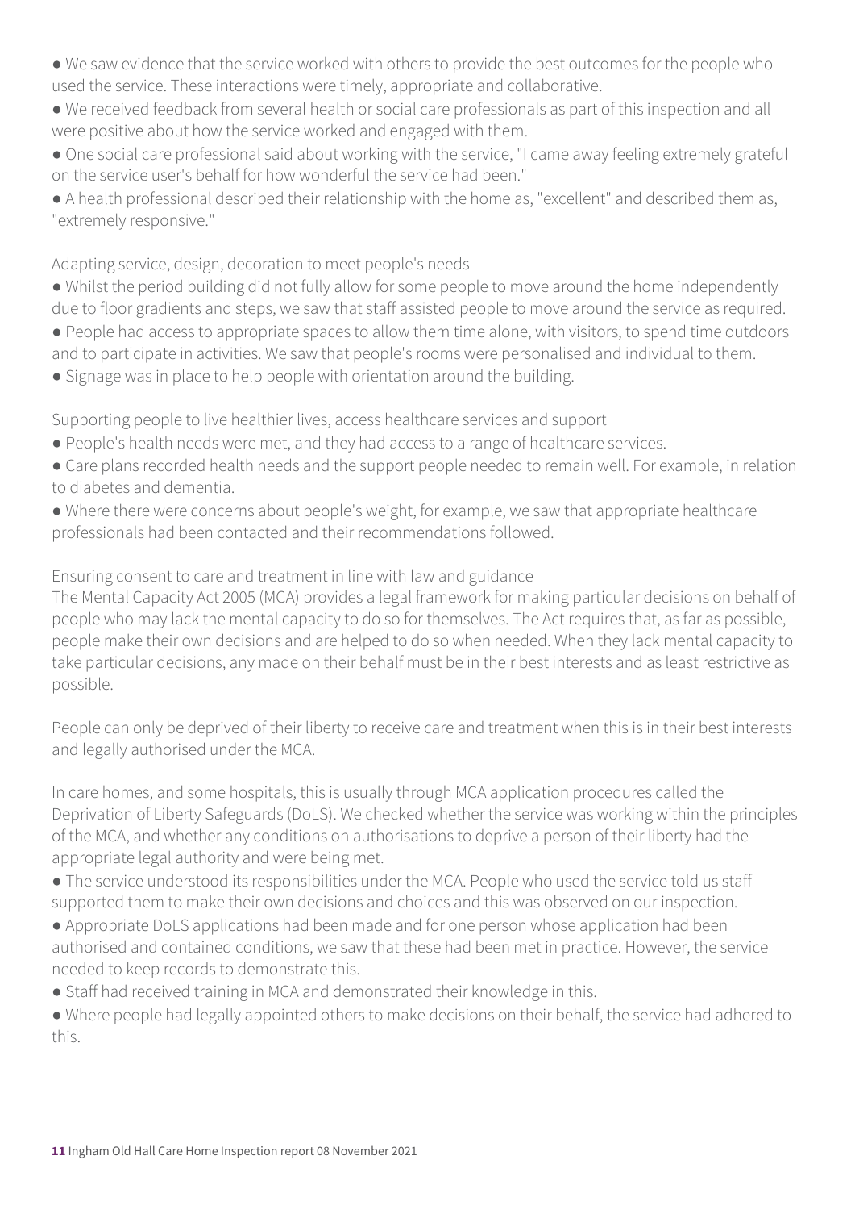- We saw evidence that the service worked with others to provide the best outcomes for the people who used the service. These interactions were timely, appropriate and collaborative.
- We received feedback from several health or social care professionals as part of this inspection and all were positive about how the service worked and engaged with them.
- One social care professional said about working with the service, "I came away feeling extremely grateful on the service user's behalf for how wonderful the service had been."
- A health professional described their relationship with the home as, "excellent" and described them as, "extremely responsive."

Adapting service, design, decoration to meet people's needs

- Whilst the period building did not fully allow for some people to move around the home independently due to floor gradients and steps, we saw that staff assisted people to move around the service as required.
- People had access to appropriate spaces to allow them time alone, with visitors, to spend time outdoors and to participate in activities. We saw that people's rooms were personalised and individual to them.
- Signage was in place to help people with orientation around the building.

Supporting people to live healthier lives, access healthcare services and support

- People's health needs were met, and they had access to a range of healthcare services.
- Care plans recorded health needs and the support people needed to remain well. For example, in relation to diabetes and dementia.
- Where there were concerns about people's weight, for example, we saw that appropriate healthcare professionals had been contacted and their recommendations followed.

Ensuring consent to care and treatment in line with law and guidance

The Mental Capacity Act 2005 (MCA) provides a legal framework for making particular decisions on behalf of people who may lack the mental capacity to do so for themselves. The Act requires that, as far as possible, people make their own decisions and are helped to do so when needed. When they lack mental capacity to take particular decisions, any made on their behalf must be in their best interests and as least restrictive as possible.

People can only be deprived of their liberty to receive care and treatment when this is in their best interests and legally authorised under the MCA.

In care homes, and some hospitals, this is usually through MCA application procedures called the Deprivation of Liberty Safeguards (DoLS). We checked whether the service was working within the principles of the MCA, and whether any conditions on authorisations to deprive a person of their liberty had the appropriate legal authority and were being met.

- The service understood its responsibilities under the MCA. People who used the service told us staff supported them to make their own decisions and choices and this was observed on our inspection.
- Appropriate DoLS applications had been made and for one person whose application had been authorised and contained conditions, we saw that these had been met in practice. However, the service needed to keep records to demonstrate this.
- Staff had received training in MCA and demonstrated their knowledge in this.
- Where people had legally appointed others to make decisions on their behalf, the service had adhered to this.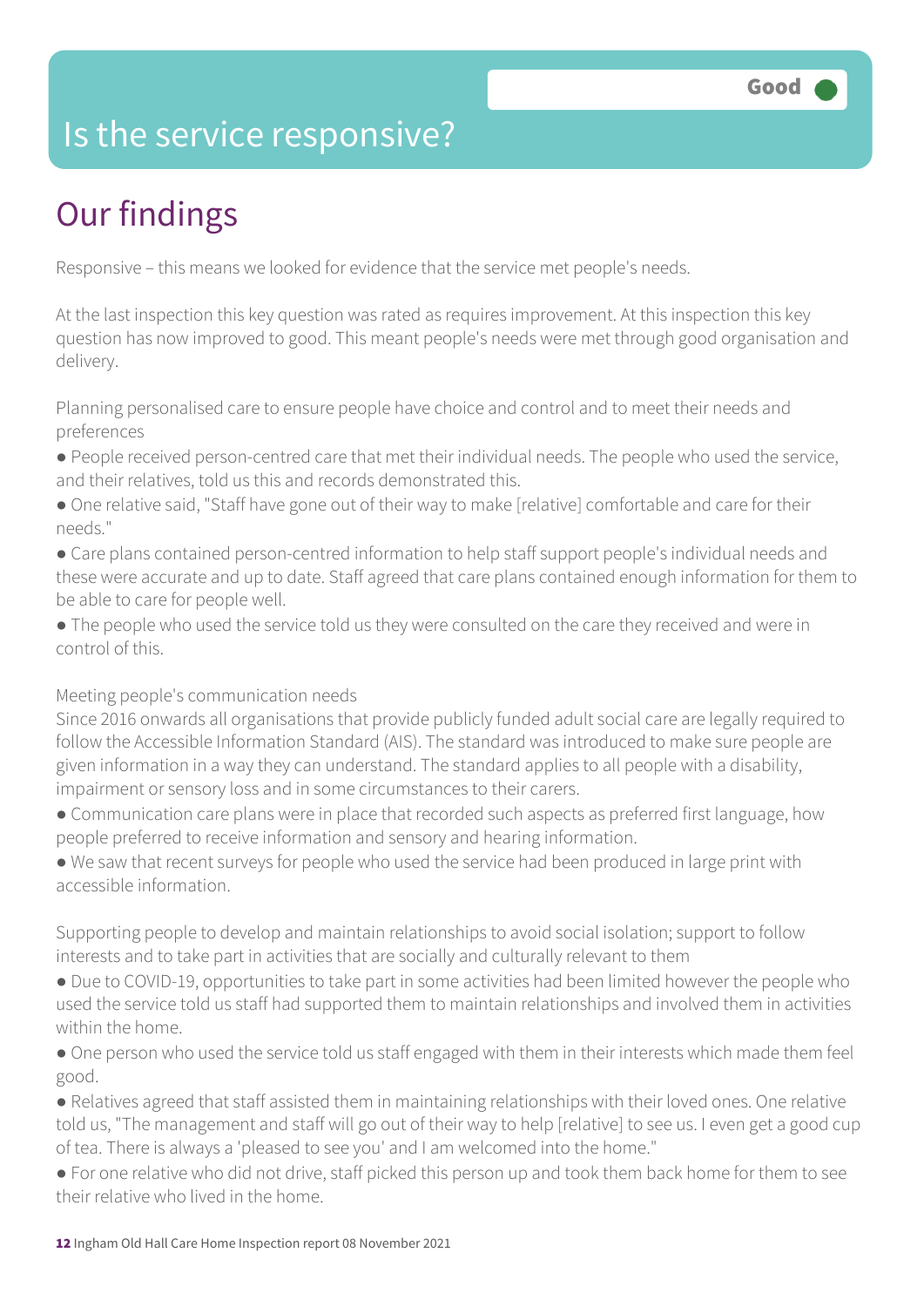# Is the service responsive?

Good

## Our findings

Responsive – this means we looked for evidence that the service met people's needs.

At the last inspection this key question was rated as requires improvement. At this inspection this key question has now improved to good. This meant people's needs were met through good organisation and delivery.

Planning personalised care to ensure people have choice and control and to meet their needs and preferences

- People received person-centred care that met their individual needs. The people who used the service, and their relatives, told us this and records demonstrated this.
- One relative said, "Staff have gone out of their way to make [relative] comfortable and care for their needs."
- Care plans contained person-centred information to help staff support people's individual needs and these were accurate and up to date. Staff agreed that care plans contained enough information for them to be able to care for people well.
- The people who used the service told us they were consulted on the care they received and were in control of this.

Meeting people's communication needs

Since 2016 onwards all organisations that provide publicly funded adult social care are legally required to follow the Accessible Information Standard (AIS). The standard was introduced to make sure people are given information in a way they can understand. The standard applies to all people with a disability, impairment or sensory loss and in some circumstances to their carers.

- Communication care plans were in place that recorded such aspects as preferred first language, how people preferred to receive information and sensory and hearing information.
- We saw that recent surveys for people who used the service had been produced in large print with accessible information.

Supporting people to develop and maintain relationships to avoid social isolation; support to follow interests and to take part in activities that are socially and culturally relevant to them

- Due to COVID-19, opportunities to take part in some activities had been limited however the people who used the service told us staff had supported them to maintain relationships and involved them in activities within the home.
- One person who used the service told us staff engaged with them in their interests which made them feel good.
- Relatives agreed that staff assisted them in maintaining relationships with their loved ones. One relative told us, "The management and staff will go out of their way to help [relative] to see us. I even get a good cup of tea. There is always a 'pleased to see you' and I am welcomed into the home."
- For one relative who did not drive, staff picked this person up and took them back home for them to see their relative who lived in the home.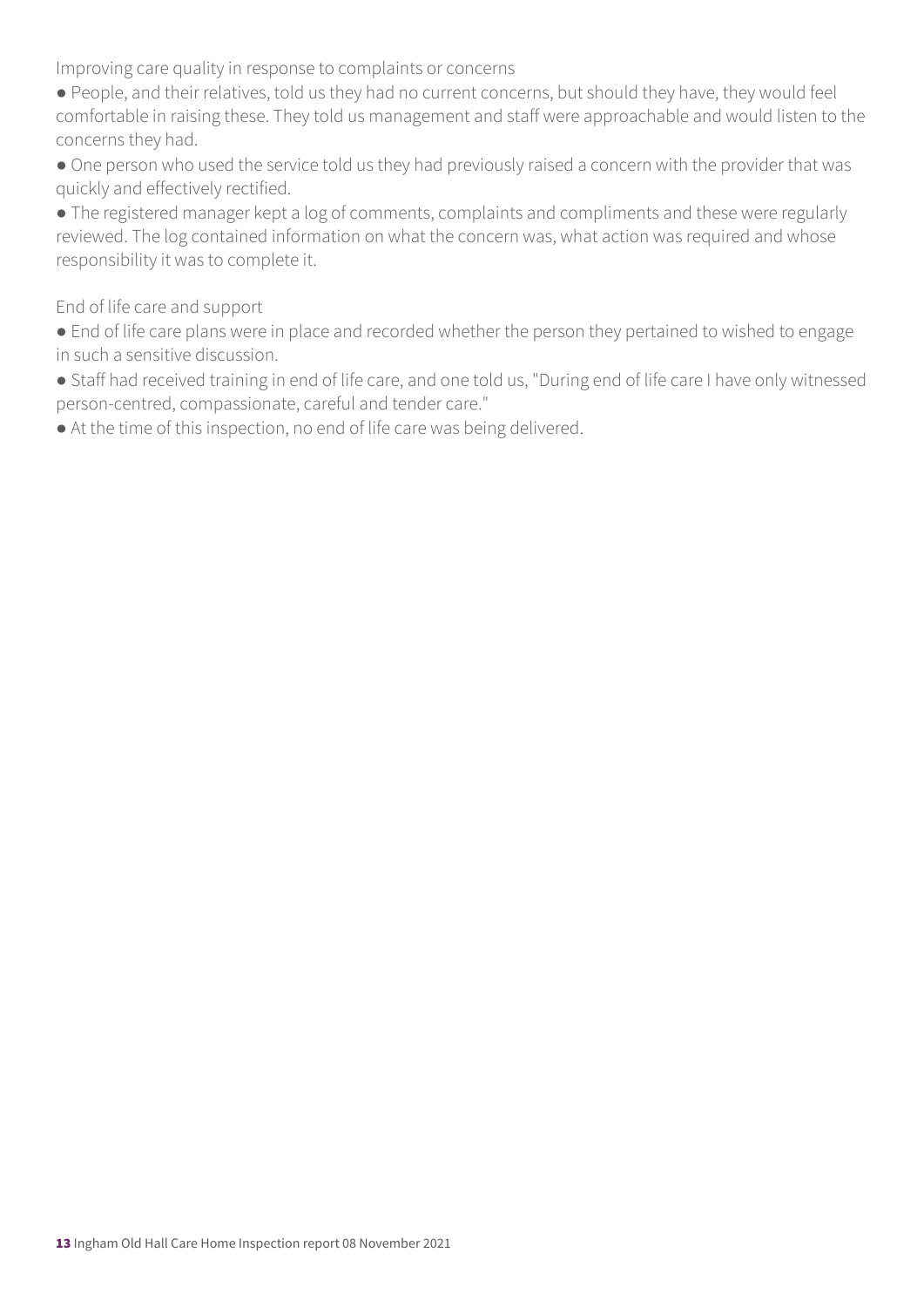### Improving care quality in response to complaints or concerns

- People, and their relatives, told us they had no current concerns, but should they have, they would feel comfortable in raising these. They told us management and staff were approachable and would listen to the concerns they had.
- One person who used the service told us they had previously raised a concern with the provider that was quickly and effectively rectified.
- The registered manager kept a log of comments, complaints and compliments and these were regularly reviewed. The log contained information on what the concern was, what action was required and whose responsibility it was to complete it.

### End of life care and support

- End of life care plans were in place and recorded whether the person they pertained to wished to engage in such a sensitive discussion.
- Staff had received training in end of life care, and one told us, "During end of life care I have only witnessed person-centred, compassionate, careful and tender care."
- At the time of this inspection, no end of life care was being delivered.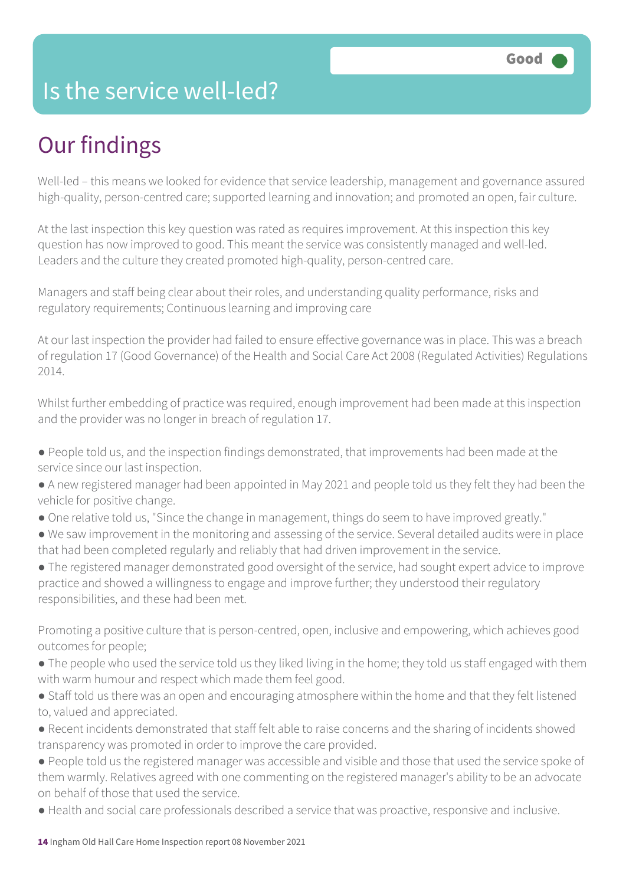# Is the service well-led?

**Good**

## Our findings

Well-led – this means we looked for evidence that service leadership, management and governance assured high-quality, person-centred care; supported learning and innovation; and promoted an open, fair culture.

At the last inspection this key question was rated as requires improvement. At this inspection this key question has now improved to good. This meant the service was consistently managed and well-led. Leaders and the culture they created promoted high-quality, person-centred care.

Managers and staff being clear about their roles, and understanding quality performance, risks and regulatory requirements; Continuous learning and improving care

At our last inspection the provider had failed to ensure effective governance was in place. This was a breach of regulation 17 (Good Governance) of the Health and Social Care Act 2008 (Regulated Activities) Regulations 2014.

Whilst further embedding of practice was required, enough improvement had been made at this inspection and the provider was no longer in breach of regulation 17.

- People told us, and the inspection findings demonstrated, that improvements had been made at the service since our last inspection.
- A new registered manager had been appointed in May 2021 and people told us they felt they had been the vehicle for positive change.
- One relative told us, "Since the change in management, things do seem to have improved greatly."
- We saw improvement in the monitoring and assessing of the service. Several detailed audits were in place that had been completed regularly and reliably that had driven improvement in the service.
- The registered manager demonstrated good oversight of the service, had sought expert advice to improve practice and showed a willingness to engage and improve further; they understood their regulatory responsibilities, and these had been met.

Promoting a positive culture that is person-centred, open, inclusive and empowering, which achieves good outcomes for people;

- The people who used the service told us they liked living in the home; they told us staff engaged with them with warm humour and respect which made them feel good.
- Staff told us there was an open and encouraging atmosphere within the home and that they felt listened to, valued and appreciated.
- Recent incidents demonstrated that staff felt able to raise concerns and the sharing of incidents showed transparency was promoted in order to improve the care provided.
- People told us the registered manager was accessible and visible and those that used the service spoke of them warmly. Relatives agreed with one commenting on the registered manager's ability to be an advocate on behalf of those that used the service.
- Health and social care professionals described a service that was proactive, responsive and inclusive.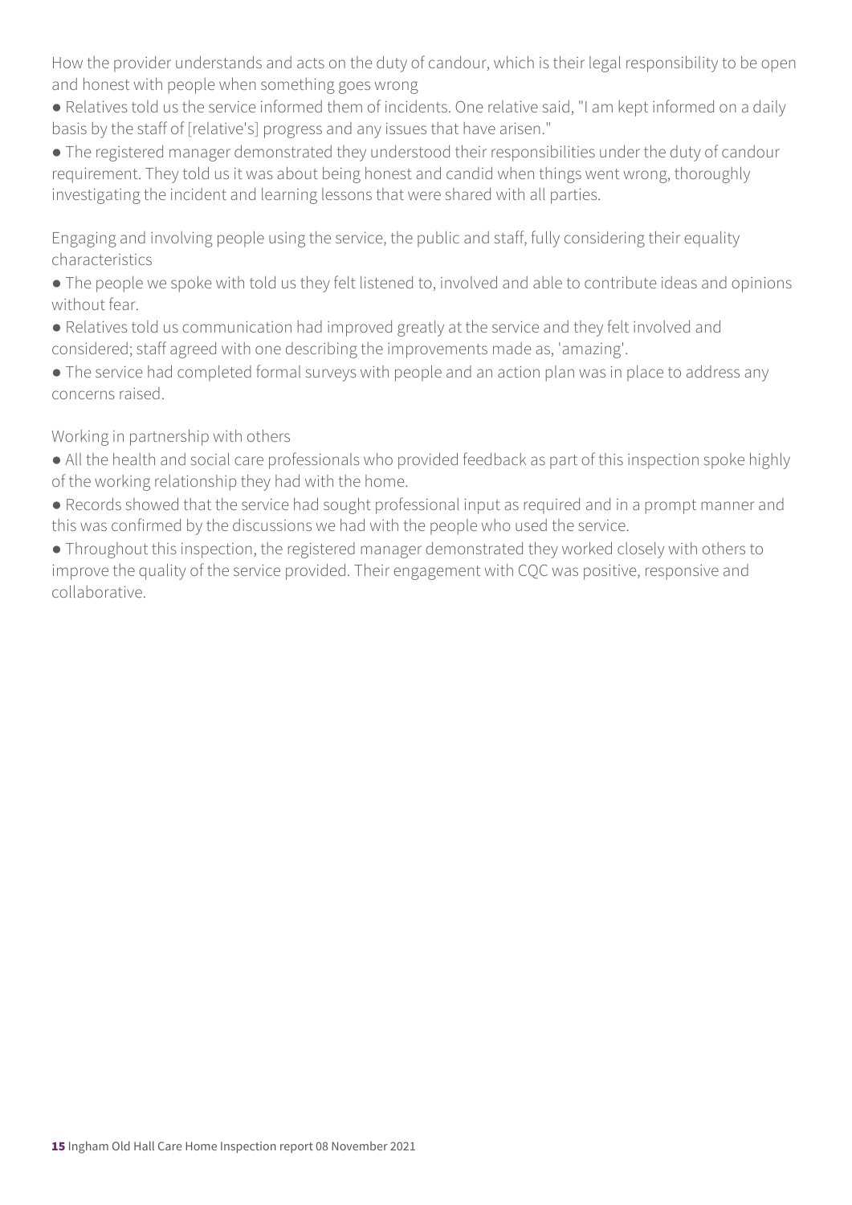How the provider understands and acts on the duty of candour, which is their legal responsibility to be open and honest with people when something goes wrong

- Relatives told us the service informed them of incidents. One relative said, "I am kept informed on a daily basis by the staff of [relative's] progress and any issues that have arisen."
- The registered manager demonstrated they understood their responsibilities under the duty of candour requirement. They told us it was about being honest and candid when things went wrong, thoroughly investigating the incident and learning lessons that were shared with all parties.

Engaging and involving people using the service, the public and staff, fully considering their equality characteristics

- The people we spoke with told us they felt listened to, involved and able to contribute ideas and opinions without fear.
- Relatives told us communication had improved greatly at the service and they felt involved and considered; staff agreed with one describing the improvements made as, 'amazing'.
- The service had completed formal surveys with people and an action plan was in place to address any concerns raised.

Working in partnership with others

- All the health and social care professionals who provided feedback as part of this inspection spoke highly of the working relationship they had with the home.
- Records showed that the service had sought professional input as required and in a prompt manner and this was confirmed by the discussions we had with the people who used the service.
- Throughout this inspection, the registered manager demonstrated they worked closely with others to improve the quality of the service provided. Their engagement with CQC was positive, responsive and collaborative.